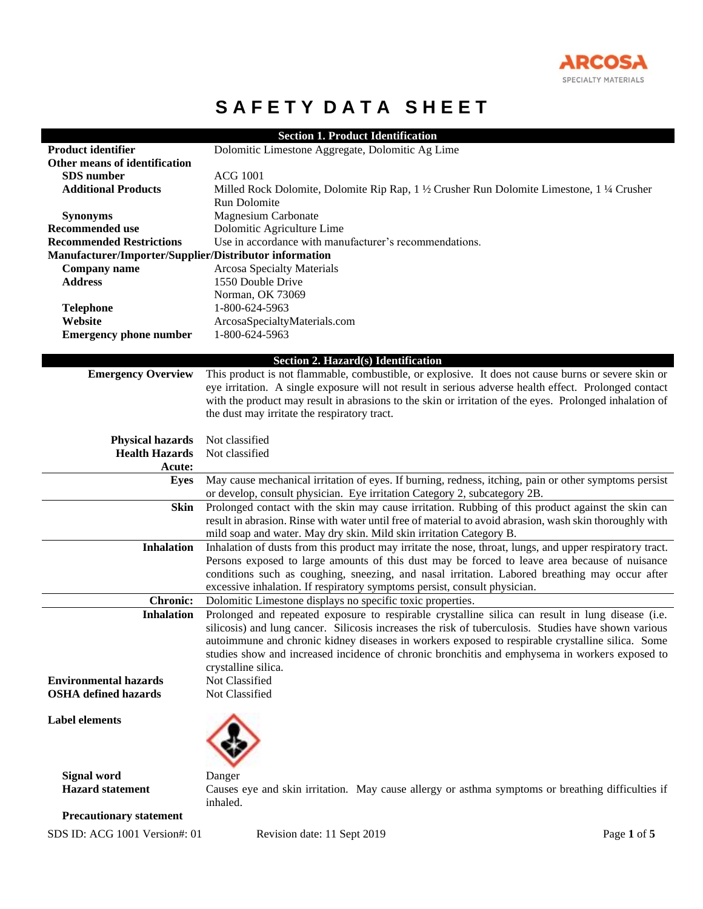# SAFETY DATA SHEET

## Section 1. Product Identification

| | |
|---|---|
| **Product identifier** | Dolomitic Limestone Aggregate, Dolomitic Ag Lime |
| **Other means of identification** | |
| **SDS number** | ACG 1001 |
| **Additional Products** | Milled Rock Dolomite, Dolomite Rip Rap, 1 ½ Crusher Run Dolomite Limestone, 1 ¼ Crusher Run Dolomite |
| **Synonyms** | Magnesium Carbonate |
| **Recommended use** | Dolomitic Agriculture Lime |
| **Recommended Restrictions** | Use in accordance with manufacturer's recommendations. |
| **Manufacturer/Importer/Supplier/Distributor information** | |
| **Company name** | Arcosa Specialty Materials |
| **Address** | 1550 Double Drive<br>Norman, OK 73069 |
| **Telephone** | 1-800-624-5963 |
| **Website** | ArcosaSpecialtyMaterials.com |
| **Emergency phone number** | 1-800-624-5963 |

## Section 2. Hazard(s) Identification

**Emergency Overview** This product is not flammable, combustible, or explosive. It does not cause burns or severe skin or eye irritation. A single exposure will not result in serious adverse health effect. Prolonged contact with the product may result in abrasions to the skin or irritation of the eyes. Prolonged inhalation of the dust may irritate the respiratory tract.

**Physical hazards** Not classified

**Health Hazards** Not classified

**Acute:**

**Eyes** May cause mechanical irritation of eyes. If burning, redness, itching, pain or other symptoms persist or develop, consult physician. Eye irritation Category 2, subcategory 2B.

**Skin** Prolonged contact with the skin may cause irritation. Rubbing of this product against the skin can result in abrasion. Rinse with water until free of material to avoid abrasion, wash skin thoroughly with mild soap and water. May dry skin. Mild skin irritation Category B.

**Inhalation** Inhalation of dusts from this product may irritate the nose, throat, lungs, and upper respiratory tract. Persons exposed to large amounts of this dust may be forced to leave area because of nuisance conditions such as coughing, sneezing, and nasal irritation. Labored breathing may occur after excessive inhalation. If respiratory symptoms persist, consult physician.

**Chronic:** Dolomitic Limestone displays no specific toxic properties.

**Inhalation** Prolonged and repeated exposure to respirable crystalline silica can result in lung disease (i.e. silicosis) and lung cancer. Silicosis increases the risk of tuberculosis. Studies have shown various autoimmune and chronic kidney diseases in workers exposed to respirable crystalline silica. Some studies show and increased incidence of chronic bronchitis and emphysema in workers exposed to crystalline silica.

**Environmental hazards** Not Classified

**OSHA defined hazards** Not Classified

**Label elements**

**Signal word** Danger

**Hazard statement** Causes eye and skin irritation. May cause allergy or asthma symptoms or breathing difficulties if inhaled.

**Precautionary statement**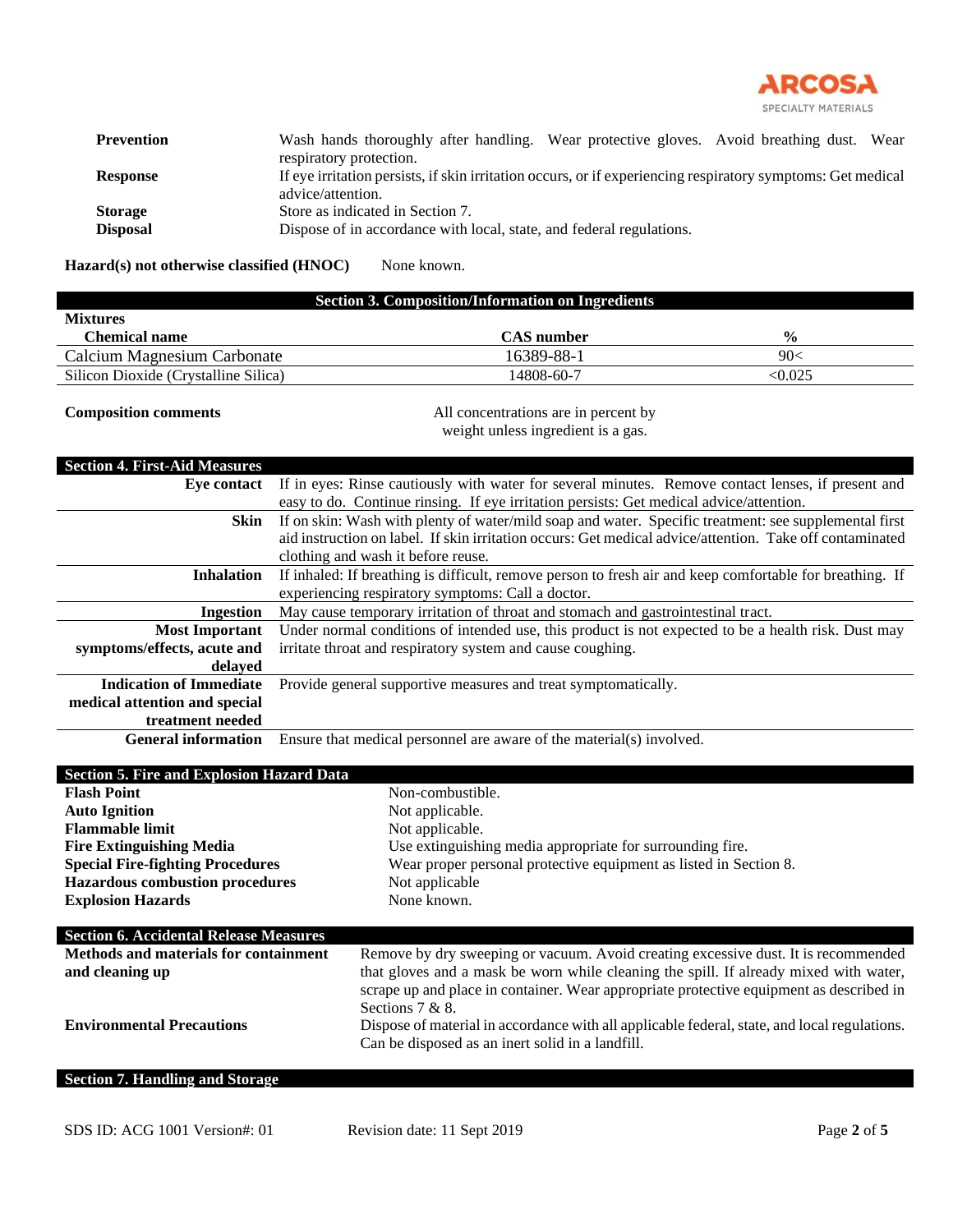| | |
|---|---|
| **Prevention** | Wash hands thoroughly after handling. Wear protective gloves. Avoid breathing dust. Wear respiratory protection. |
| **Response** | If eye irritation persists, if skin irritation occurs, or if experiencing respiratory symptoms: Get medical advice/attention. |
| **Storage** | Store as indicated in Section 7. |
| **Disposal** | Dispose of in accordance with local, state, and federal regulations. |

**Hazard(s) not otherwise classified (HNOC)** None known.

## Section 3. Composition/Information on Ingredients

**Mixtures**

| Chemical name | CAS number | % |
|---|---|---|
| Calcium Magnesium Carbonate | 16389-88-1 | 90< |
| Silicon Dioxide (Crystalline Silica) | 14808-60-7 | <0.025 |

**Composition comments** All concentrations are in percent by weight unless ingredient is a gas.

## Section 4. First-Aid Measures

| | |
|---|---|
| **Eye contact** | If in eyes: Rinse cautiously with water for several minutes. Remove contact lenses, if present and easy to do. Continue rinsing. If eye irritation persists: Get medical advice/attention. |
| **Skin** | If on skin: Wash with plenty of water/mild soap and water. Specific treatment: see supplemental first aid instruction on label. If skin irritation occurs: Get medical advice/attention. Take off contaminated clothing and wash it before reuse. |
| **Inhalation** | If inhaled: If breathing is difficult, remove person to fresh air and keep comfortable for breathing. If experiencing respiratory symptoms: Call a doctor. |
| **Ingestion** | May cause temporary irritation of throat and stomach and gastrointestinal tract. |
| **Most Important symptoms/effects, acute and delayed** | Under normal conditions of intended use, this product is not expected to be a health risk. Dust may irritate throat and respiratory system and cause coughing. |
| **Indication of Immediate medical attention and special treatment needed** | Provide general supportive measures and treat symptomatically. |
| **General information** | Ensure that medical personnel are aware of the material(s) involved. |

## Section 5. Fire and Explosion Hazard Data

| | |
|---|---|
| **Flash Point** | Non-combustible. |
| **Auto Ignition** | Not applicable. |
| **Flammable limit** | Not applicable. |
| **Fire Extinguishing Media** | Use extinguishing media appropriate for surrounding fire. |
| **Special Fire-fighting Procedures** | Wear proper personal protective equipment as listed in Section 8. |
| **Hazardous combustion procedures** | Not applicable |
| **Explosion Hazards** | None known. |

## Section 6. Accidental Release Measures

| | |
|---|---|
| **Methods and materials for containment and cleaning up** | Remove by dry sweeping or vacuum. Avoid creating excessive dust. It is recommended that gloves and a mask be worn while cleaning the spill. If already mixed with water, scrape up and place in container. Wear appropriate protective equipment as described in Sections 7 & 8. |
| **Environmental Precautions** | Dispose of material in accordance with all applicable federal, state, and local regulations. Can be disposed as an inert solid in a landfill. |

## Section 7. Handling and Storage

SDS ID: ACG 1001 Version#: 01 Revision date: 11 Sept 2019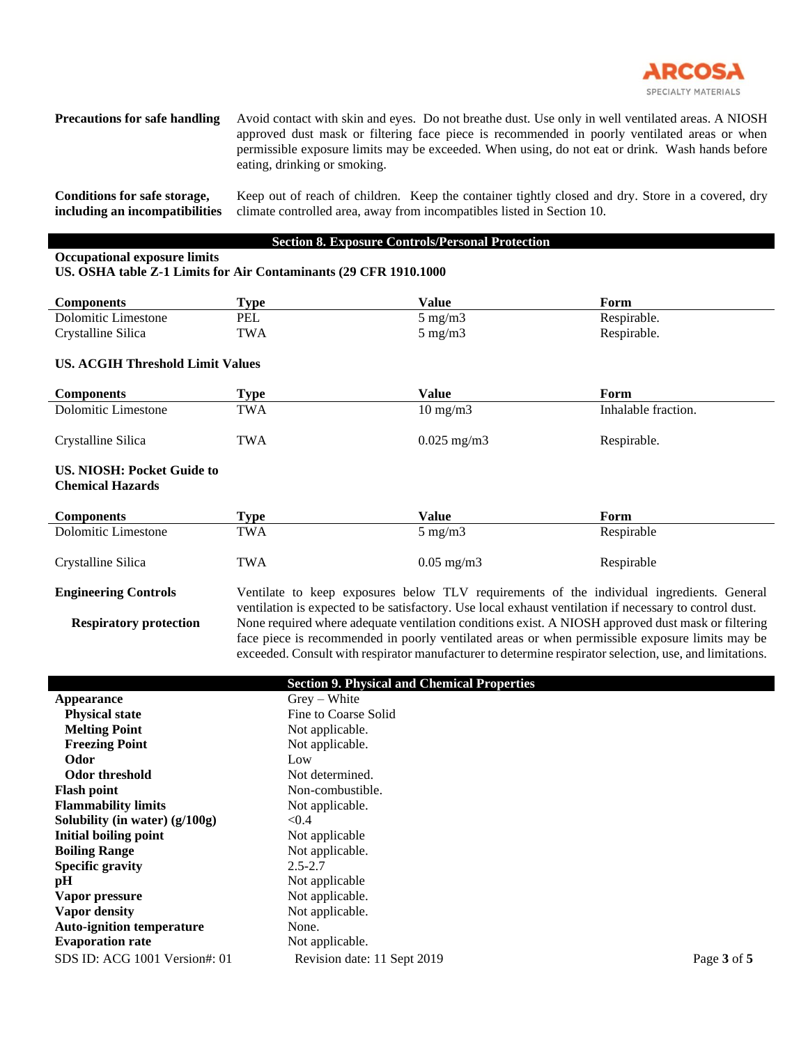**Precautions for safe handling** Avoid contact with skin and eyes. Do not breathe dust. Use only in well ventilated areas. A NIOSH approved dust mask or filtering face piece is recommended in poorly ventilated areas or when permissible exposure limits may be exceeded. When using, do not eat or drink. Wash hands before eating, drinking or smoking.

**Conditions for safe storage, including an incompatibilities** Keep out of reach of children. Keep the container tightly closed and dry. Store in a covered, dry climate controlled area, away from incompatibles listed in Section 10.

## Section 8. Exposure Controls/Personal Protection

**Occupational exposure limits**
**US. OSHA table Z-1 Limits for Air Contaminants (29 CFR 1910.1000**

| Components | Type | Value | Form |
|---|---|---|---|
| Dolomitic Limestone | PEL | 5 mg/m3 | Respirable. |
| Crystalline Silica | TWA | 5 mg/m3 | Respirable. |

**US. ACGIH Threshold Limit Values**

| Components | Type | Value | Form |
|---|---|---|---|
| Dolomitic Limestone | TWA | 10 mg/m3 | Inhalable fraction. |
| Crystalline Silica | TWA | 0.025 mg/m3 | Respirable. |

**US. NIOSH: Pocket Guide to Chemical Hazards**

| Components | Type | Value | Form |
|---|---|---|---|
| Dolomitic Limestone | TWA | 5 mg/m3 | Respirable |
| Crystalline Silica | TWA | 0.05 mg/m3 | Respirable |

**Engineering Controls** Ventilate to keep exposures below TLV requirements of the individual ingredients. General ventilation is expected to be satisfactory. Use local exhaust ventilation if necessary to control dust.

**Respiratory protection** None required where adequate ventilation conditions exist. A NIOSH approved dust mask or filtering face piece is recommended in poorly ventilated areas or when permissible exposure limits may be exceeded. Consult with respirator manufacturer to determine respirator selection, use, and limitations.

## Section 9. Physical and Chemical Properties

| | |
|---|---|
| **Appearance** | Grey – White |
| **Physical state** | Fine to Coarse Solid |
| **Melting Point** | Not applicable. |
| **Freezing Point** | Not applicable. |
| **Odor** | Low |
| **Odor threshold** | Not determined. |
| **Flash point** | Non-combustible. |
| **Flammability limits** | Not applicable. |
| **Solubility (in water) (g/100g)** | <0.4 |
| **Initial boiling point** | Not applicable |
| **Boiling Range** | Not applicable. |
| **Specific gravity** | 2.5-2.7 |
| **pH** | Not applicable |
| **Vapor pressure** | Not applicable. |
| **Vapor density** | Not applicable. |
| **Auto-ignition temperature** | None. |
| **Evaporation rate** | Not applicable. |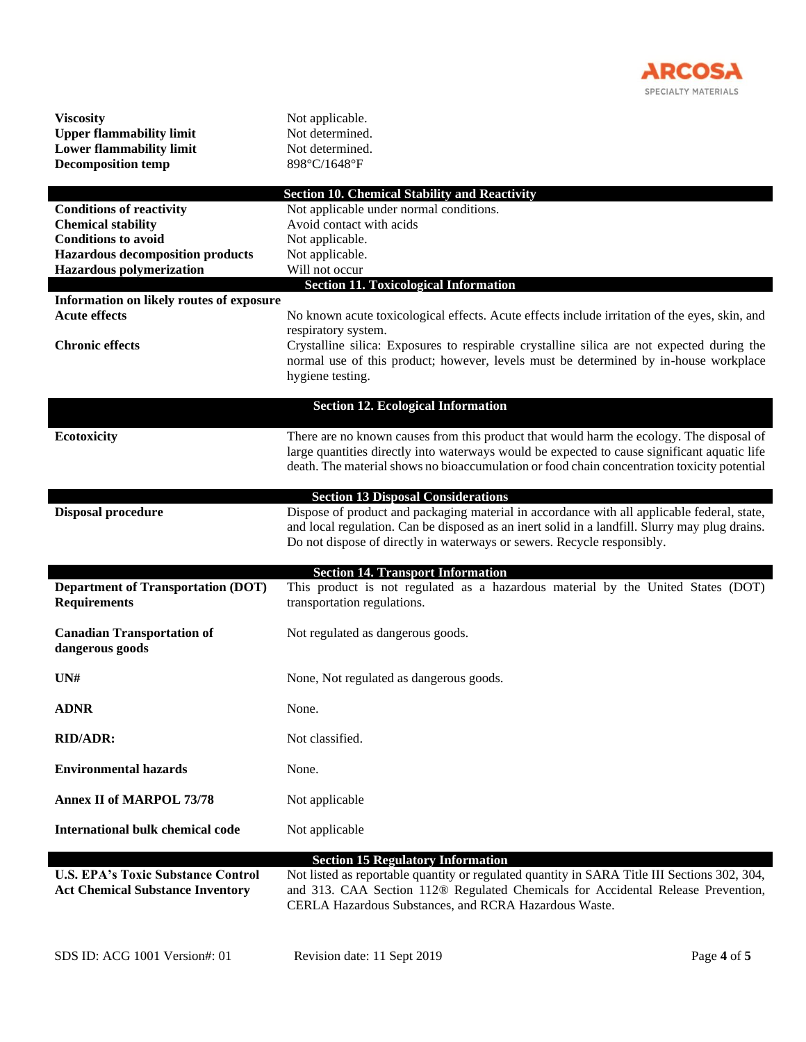| | |
|---|---|
| **Viscosity** | Not applicable. |
| **Upper flammability limit** | Not determined. |
| **Lower flammability limit** | Not determined. |
| **Decomposition temp** | 898°C/1648°F |

## Section 10. Chemical Stability and Reactivity

| | |
|---|---|
| **Conditions of reactivity** | Not applicable under normal conditions. |
| **Chemical stability** | Avoid contact with acids |
| **Conditions to avoid** | Not applicable. |
| **Hazardous decomposition products** | Not applicable. |
| **Hazardous polymerization** | Will not occur |

## Section 11. Toxicological Information

**Information on likely routes of exposure**

| | |
|---|---|
| **Acute effects** | No known acute toxicological effects. Acute effects include irritation of the eyes, skin, and respiratory system. |
| **Chronic effects** | Crystalline silica: Exposures to respirable crystalline silica are not expected during the normal use of this product; however, levels must be determined by in-house workplace hygiene testing. |

## Section 12. Ecological Information

| | |
|---|---|
| **Ecotoxicity** | There are no known causes from this product that would harm the ecology. The disposal of large quantities directly into waterways would be expected to cause significant aquatic life death. The material shows no bioaccumulation or food chain concentration toxicity potential |

## Section 13 Disposal Considerations

| | |
|---|---|
| **Disposal procedure** | Dispose of product and packaging material in accordance with all applicable federal, state, and local regulation. Can be disposed as an inert solid in a landfill. Slurry may plug drains. Do not dispose of directly in waterways or sewers. Recycle responsibly. |

## Section 14. Transport Information

| | |
|---|---|
| **Department of Transportation (DOT) Requirements** | This product is not regulated as a hazardous material by the United States (DOT) transportation regulations. |
| **Canadian Transportation of dangerous goods** | Not regulated as dangerous goods. |
| **UN#** | None, Not regulated as dangerous goods. |
| **ADNR** | None. |
| **RID/ADR:** | Not classified. |
| **Environmental hazards** | None. |
| **Annex II of MARPOL 73/78** | Not applicable |
| **International bulk chemical code** | Not applicable |

## Section 15 Regulatory Information

| | |
|---|---|
| **U.S. EPA's Toxic Substance Control Act Chemical Substance Inventory** | Not listed as reportable quantity or regulated quantity in SARA Title III Sections 302, 304, and 313. CAA Section 112® Regulated Chemicals for Accidental Release Prevention, CERLA Hazardous Substances, and RCRA Hazardous Waste. |

SDS ID: ACG 1001 Version#: 01 Revision date: 11 Sept 2019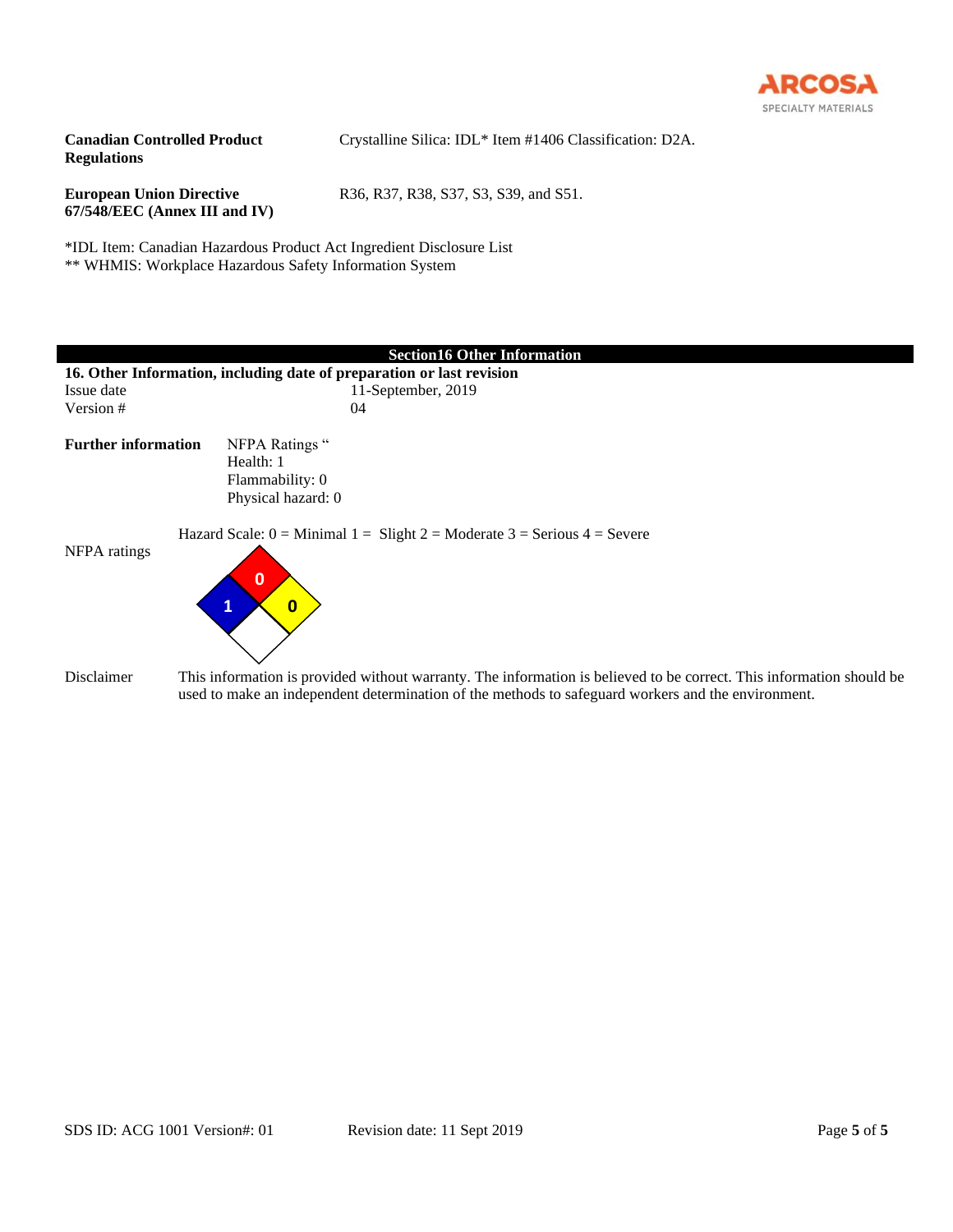**Canadian Controlled Product Regulations** Crystalline Silica: IDL* Item #1406 Classification: D2A.

**European Union Directive 67/548/EEC (Annex III and IV)** R36, R37, R38, S37, S3, S39, and S51.

*IDL Item: Canadian Hazardous Product Act Ingredient Disclosure List
** WHMIS: Workplace Hazardous Safety Information System

## Section16 Other Information

**16. Other Information, including date of preparation or last revision**

| | |
|---|---|
| Issue date | 11-September, 2019 |
| Version # | 04 |

**Further information** NFPA Ratings "
Health: 1
Flammability: 0
Physical hazard: 0

Hazard Scale: 0 = Minimal 1 = Slight 2 = Moderate 3 = Serious 4 = Severe

NFPA ratings

0
1
0

Disclaimer This information is provided without warranty. The information is believed to be correct. This information should be used to make an independent determination of the methods to safeguard workers and the environment.

SDS ID: ACG 1001 Version#: 01 Revision date: 11 Sept 2019